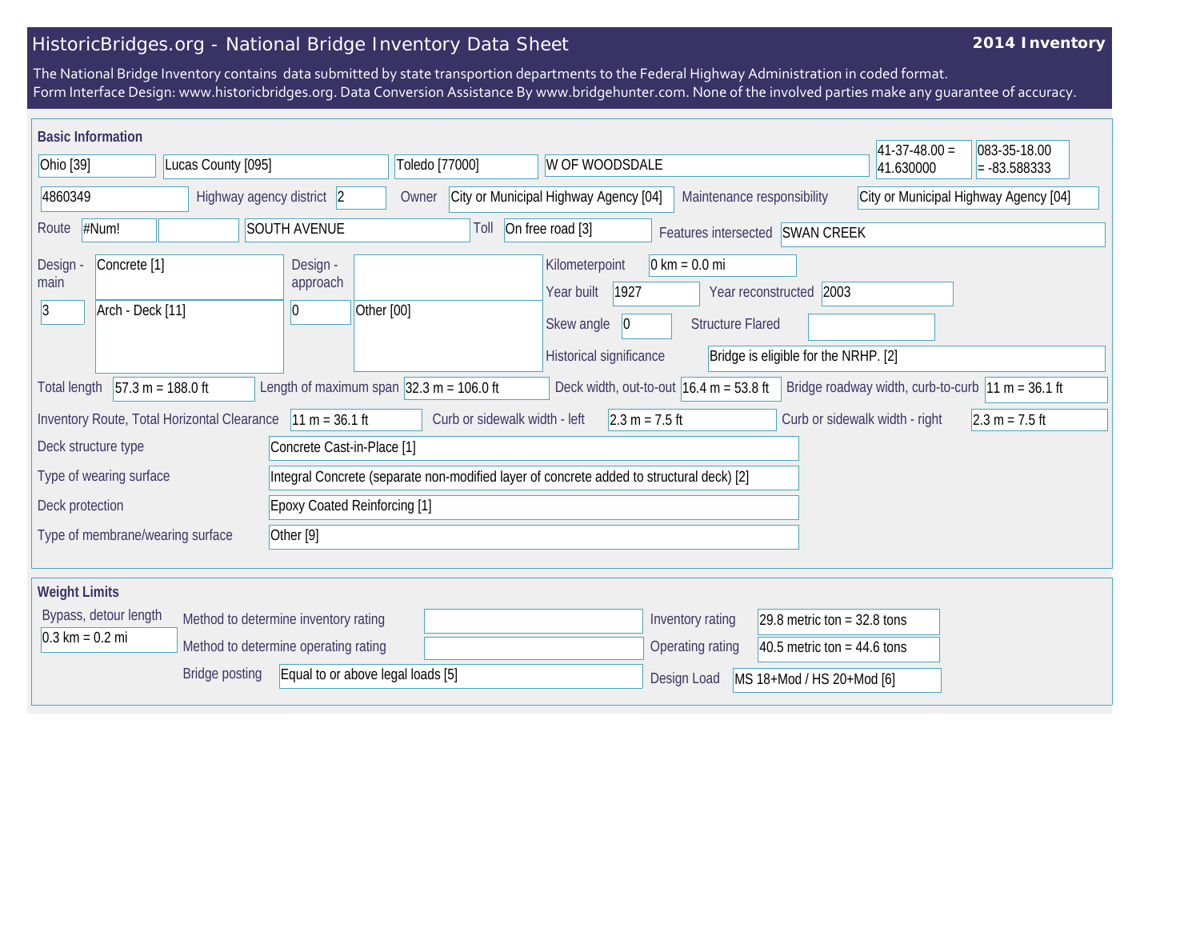# HistoricBridges.org - National Bridge Inventory Data Sheet

**2014 Inventory**

The National Bridge Inventory contains data submitted by state transportion departments to the Federal Highway Administration in coded format.
Form Interface Design: www.historicbridges.org. Data Conversion Assistance By www.bridgehunter.com. None of the involved parties make any guarantee of accuracy.

## Basic Information

| | |
|---|---|
| State | Ohio [39] |
| County | Lucas County [095] |
| Place | Toledo [77000] |
| Location | W OF WOODSDALE |
| Latitude | 41-37-48.00 = 41.630000 |
| Longitude | 083-35-18.00 = -83.588333 |
| Structure number | 4860349 |
| Highway agency district | 2 |
| Owner | City or Municipal Highway Agency [04] |
| Maintenance responsibility | City or Municipal Highway Agency [04] |
| Route | #Num! |
| Facility carried | SOUTH AVENUE |
| Toll | On free road [3] |
| Features intersected | SWAN CREEK |
| Design - main | Concrete [1] |
| Number of spans - main | 3 |
| Design type - main | Arch - Deck [11] |
| Design - approach | |
| Number of spans - approach | 0 |
| Design type - approach | Other [00] |
| Kilometerpoint | 0 km = 0.0 mi |
| Year built | 1927 |
| Year reconstructed | 2003 |
| Skew angle | 0 |
| Structure Flared | |
| Historical significance | Bridge is eligible for the NRHP. [2] |
| Total length | 57.3 m = 188.0 ft |
| Length of maximum span | 32.3 m = 106.0 ft |
| Deck width, out-to-out | 16.4 m = 53.8 ft |
| Bridge roadway width, curb-to-curb | 11 m = 36.1 ft |
| Inventory Route, Total Horizontal Clearance | 11 m = 36.1 ft |
| Curb or sidewalk width - left | 2.3 m = 7.5 ft |
| Curb or sidewalk width - right | 2.3 m = 7.5 ft |
| Deck structure type | Concrete Cast-in-Place [1] |
| Type of wearing surface | Integral Concrete (separate non-modified layer of concrete added to structural deck) [2] |
| Deck protection | Epoxy Coated Reinforcing [1] |
| Type of membrane/wearing surface | Other [9] |

## Weight Limits

| | |
|---|---|
| Bypass, detour length | 0.3 km = 0.2 mi |
| Method to determine inventory rating | |
| Method to determine operating rating | |
| Bridge posting | Equal to or above legal loads [5] |
| Inventory rating | 29.8 metric ton = 32.8 tons |
| Operating rating | 40.5 metric ton = 44.6 tons |
| Design Load | MS 18+Mod / HS 20+Mod [6] |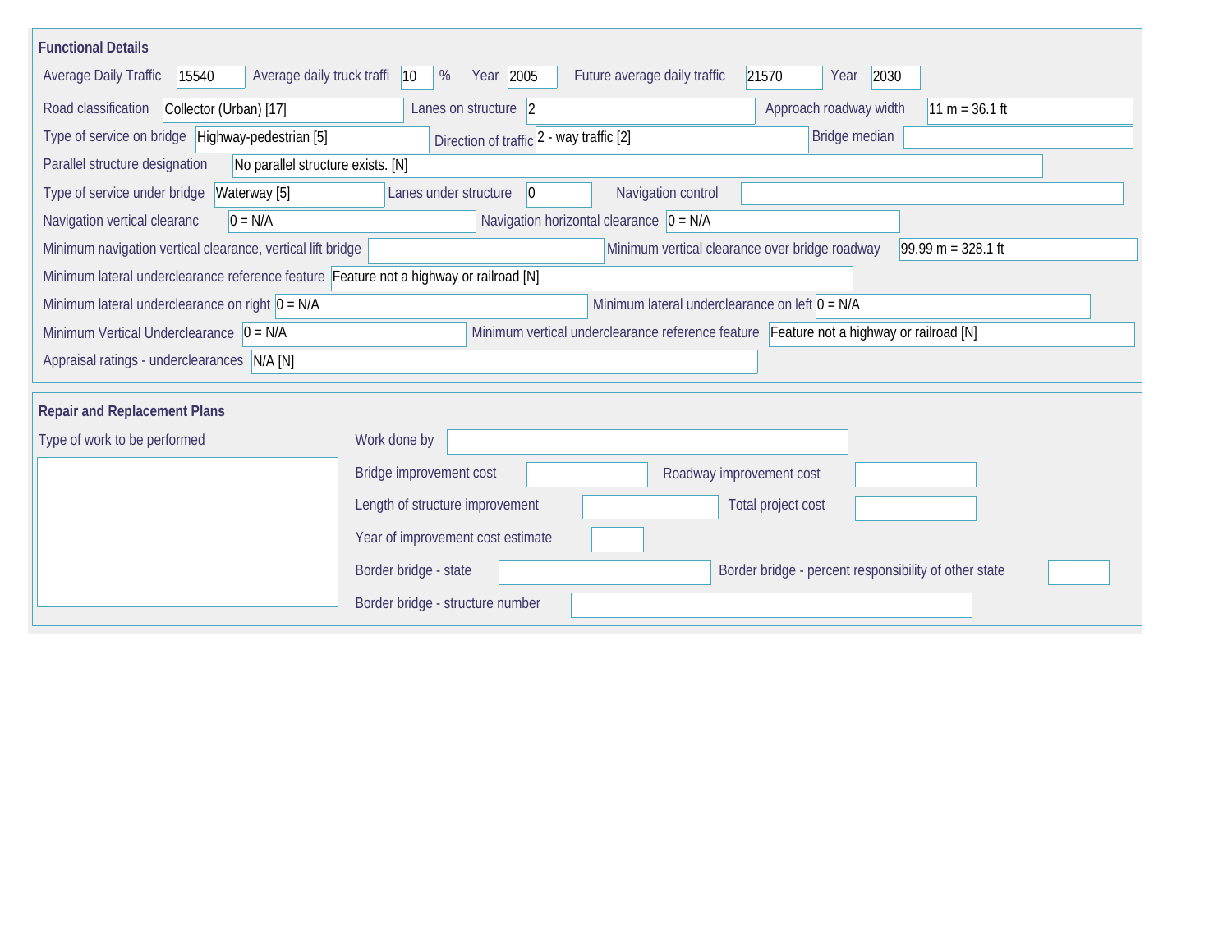## Functional Details

Average Daily Traffic: 15540 | Average daily truck traffi: 10 % | Year: 2005 | Future average daily traffic: 21570 | Year: 2030

Road classification: Collector (Urban) [17]

Lanes on structure: 2

Approach roadway width: 11 m = 36.1 ft

Type of service on bridge: Highway-pedestrian [5]

Direction of traffic: 2 - way traffic [2]

Bridge median:

Parallel structure designation: No parallel structure exists. [N]

Type of service under bridge: Waterway [5]

Lanes under structure: 0

Navigation control:

Navigation vertical clearanc: 0 = N/A

Navigation horizontal clearance: 0 = N/A

Minimum navigation vertical clearance, vertical lift bridge:

Minimum vertical clearance over bridge roadway: 99.99 m = 328.1 ft

Minimum lateral underclearance reference feature: Feature not a highway or railroad [N]

Minimum lateral underclearance on right: 0 = N/A

Minimum lateral underclearance on left: 0 = N/A

Minimum Vertical Underclearance: 0 = N/A

Minimum vertical underclearance reference feature: Feature not a highway or railroad [N]

Appraisal ratings - underclearances: N/A [N]

## Repair and Replacement Plans

Type of work to be performed:

Work done by:

Bridge improvement cost:

Roadway improvement cost:

Length of structure improvement:

Total project cost:

Year of improvement cost estimate:

Border bridge - state:

Border bridge - percent responsibility of other state:

Border bridge - structure number: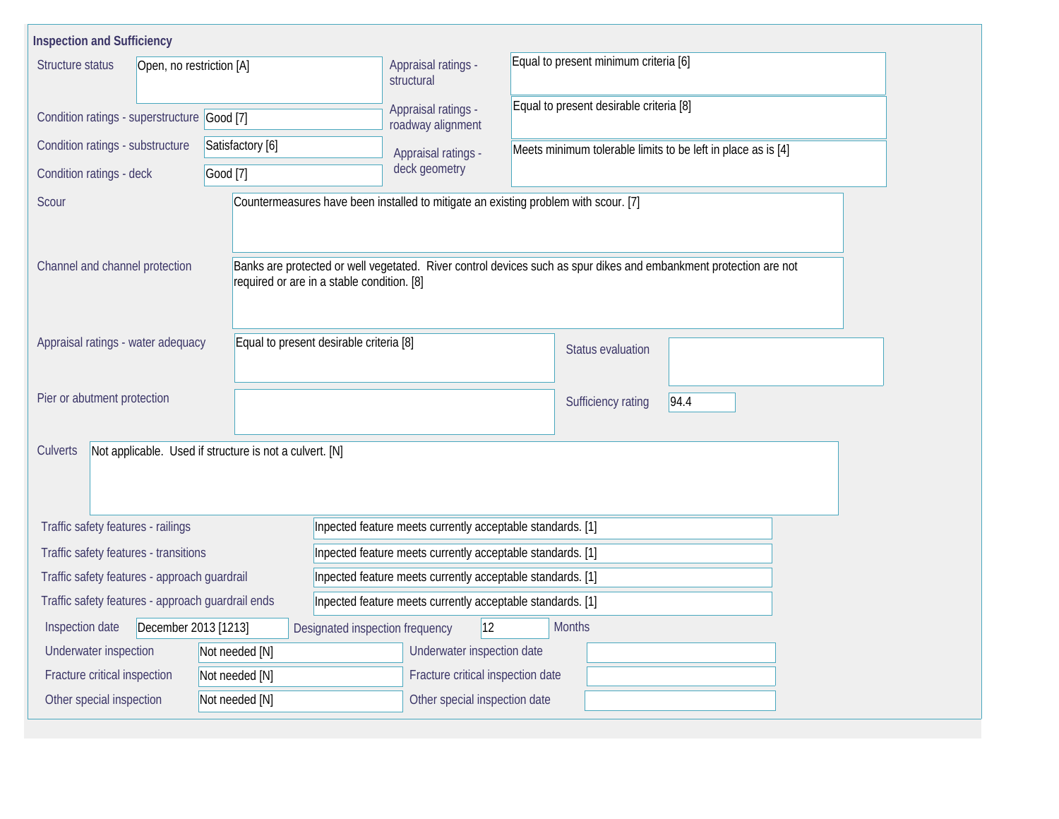## Inspection and Sufficiency

| Field | Value |
| --- | --- |
| Structure status | Open, no restriction [A] |
| Condition ratings - superstructure | Good [7] |
| Condition ratings - substructure | Satisfactory [6] |
| Condition ratings - deck | Good [7] |
| Appraisal ratings - structural | Equal to present minimum criteria [6] |
| Appraisal ratings - roadway alignment | Equal to present desirable criteria [8] |
| Appraisal ratings - deck geometry | Meets minimum tolerable limits to be left in place as is [4] |
| Scour | Countermeasures have been installed to mitigate an existing problem with scour. [7] |
| Channel and channel protection | Banks are protected or well vegetated. River control devices such as spur dikes and embankment protection are not required or are in a stable condition. [8] |
| Appraisal ratings - water adequacy | Equal to present desirable criteria [8] |
| Status evaluation | |
| Pier or abutment protection | |
| Sufficiency rating | 94.4 |
| Culverts | Not applicable. Used if structure is not a culvert. [N] |
| Traffic safety features - railings | Inpected feature meets currently acceptable standards. [1] |
| Traffic safety features - transitions | Inpected feature meets currently acceptable standards. [1] |
| Traffic safety features - approach guardrail | Inpected feature meets currently acceptable standards. [1] |
| Traffic safety features - approach guardrail ends | Inpected feature meets currently acceptable standards. [1] |
| Inspection date | December 2013 [1213] |
| Designated inspection frequency | 12 Months |
| Underwater inspection | Not needed [N] |
| Underwater inspection date | |
| Fracture critical inspection | Not needed [N] |
| Fracture critical inspection date | |
| Other special inspection | Not needed [N] |
| Other special inspection date | |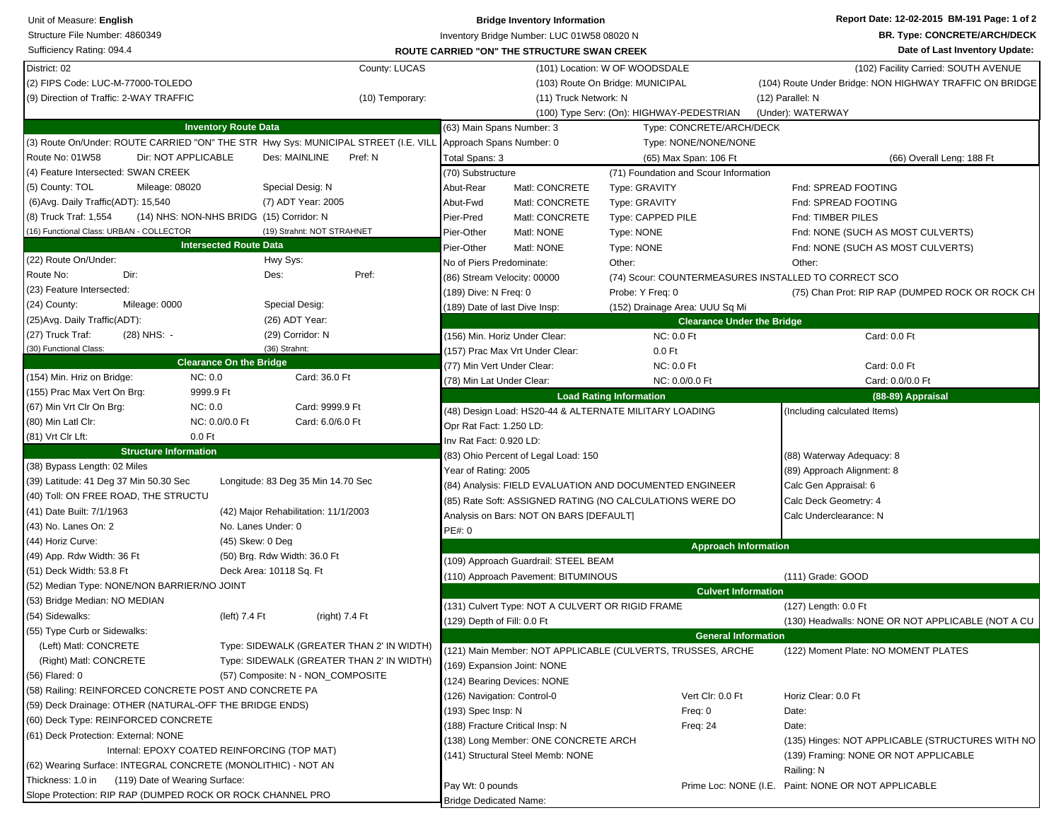Unit of Measure: **English**

Structure File Number: 4860349

Sufficiency Rating: 094.4

**Bridge Inventory Information**

Inventory Bridge Number: LUC 01W58 08020 N

**ROUTE CARRIED "ON" THE STRUCTURE SWAN CREEK**

**Report Date: 12-02-2015 BM-191 Page: 1 of 2**

**BR. Type: CONCRETE/ARCH/DECK**

**Date of Last Inventory Update:**

District: 02 | County: LUCAS | (101) Location: W OF WOODSDALE | (102) Facility Carried: SOUTH AVENUE

(2) FIPS Code: LUC-M-77000-TOLEDO | (103) Route On Bridge: MUNICIPAL | (104) Route Under Bridge: NON HIGHWAY TRAFFIC ON BRIDGE

(9) Direction of Traffic: 2-WAY TRAFFIC | (10) Temporary: | (11) Truck Network: N | (12) Parallel: N

(100) Type Serv: (On): HIGHWAY-PEDESTRIAN | (Under): WATERWAY

## Inventory Route Data

(3) Route On/Under: ROUTE CARRIED "ON" THE STR  Hwy Sys: MUNICIPAL STREET (I.E. VILL

Route No: 01W58  Dir: NOT APPLICABLE  Des: MAINLINE  Pref: N

(4) Feature Intersected: SWAN CREEK

(5) County: TOL  Mileage: 08020  Special Desig: N

(6)Avg. Daily Traffic(ADT): 15,540  (7) ADT Year: 2005

(8) Truck Traf: 1,554  (14) NHS: NON-NHS BRIDG  (15) Corridor: N

(16) Functional Class: URBAN - COLLECTOR  (19) Strahnt: NOT STRAHNET

## Intersected Route Data

(22) Route On/Under:  Hwy Sys:

Route No:  Dir:  Des:  Pref:

(23) Feature Intersected:

(24) County:  Mileage: 0000  Special Desig:

(25)Avg. Daily Traffic(ADT):  (26) ADT Year:

(27) Truck Traf:  (28) NHS: -  (29) Corridor: N

(30) Functional Class:  (36) Strahnt:

## Clearance On the Bridge

| | NC | Card |
|---|---|---|
| (154) Min. Hriz on Bridge: | 0.0 | 36.0 Ft |
| (155) Prac Max Vert On Brg: | 9999.9 Ft | |
| (67) Min Vrt Clr On Brg: | 0.0 | 9999.9 Ft |
| (80) Min Latl Clr: | 0.0/0.0 Ft | 6.0/6.0 Ft |
| (81) Vrt Clr Lft: | 0.0 Ft | |

## Structure Information

(38) Bypass Length: 02 Miles

(39) Latitude: 41 Deg 37 Min 50.30 Sec  Longitude: 83 Deg 35 Min 14.70 Sec

(40) Toll: ON FREE ROAD, THE STRUCTU

(41) Date Built: 7/1/1963  (42) Major Rehabilitation: 11/1/2003

(43) No. Lanes On: 2  No. Lanes Under: 0

(44) Horiz Curve:  (45) Skew: 0 Deg

(49) App. Rdw Width: 36 Ft  (50) Brg. Rdw Width: 36.0 Ft

(51) Deck Width: 53.8 Ft  Deck Area: 10118 Sq. Ft

(52) Median Type: NONE/NON BARRIER/NO JOINT

(53) Bridge Median: NO MEDIAN

(54) Sidewalks:  (left) 7.4 Ft  (right) 7.4 Ft

(55) Type Curb or Sidewalks:

(Left) Matl: CONCRETE  Type: SIDEWALK (GREATER THAN 2' IN WIDTH)

(Right) Matl: CONCRETE  Type: SIDEWALK (GREATER THAN 2' IN WIDTH)

(56) Flared: 0  (57) Composite: N - NON_COMPOSITE

(58) Railing: REINFORCED CONCRETE POST AND CONCRETE PA

(59) Deck Drainage: OTHER (NATURAL-OFF THE BRIDGE ENDS)

(60) Deck Type: REINFORCED CONCRETE

(61) Deck Protection: External: NONE

Internal: EPOXY COATED REINFORCING (TOP MAT)

(62) Wearing Surface: INTEGRAL CONCRETE (MONOLITHIC) - NOT AN

Thickness: 1.0 in  (119) Date of Wearing Surface:

Slope Protection: RIP RAP (DUMPED ROCK OR ROCK CHANNEL PRO

---

(63) Main Spans Number: 3  Type: CONCRETE/ARCH/DECK

Approach Spans Number: 0  Type: NONE/NONE/NONE

Total Spans: 3  (65) Max Span: 106 Ft  (66) Overall Leng: 188 Ft

| (70) Substructure | | (71) Foundation and Scour Information | |
|---|---|---|---|
| Abut-Rear | Matl: CONCRETE | Type: GRAVITY | Fnd: SPREAD FOOTING |
| Abut-Fwd | Matl: CONCRETE | Type: GRAVITY | Fnd: SPREAD FOOTING |
| Pier-Pred | Matl: CONCRETE | Type: CAPPED PILE | Fnd: TIMBER PILES |
| Pier-Other | Matl: NONE | Type: NONE | Fnd: NONE (SUCH AS MOST CULVERTS) |
| Pier-Other | Matl: NONE | Type: NONE | Fnd: NONE (SUCH AS MOST CULVERTS) |

No of Piers Predominate:  Other:  Other:

(86) Stream Velocity: 00000  (74) Scour: COUNTERMEASURES INSTALLED TO CORRECT SCO

(189) Dive: N Freq: 0  Probe: Y Freq: 0  (75) Chan Prot: RIP RAP (DUMPED ROCK OR ROCK CH

(189) Date of last Dive Insp:  (152) Drainage Area: UUU Sq Mi

## Clearance Under the Bridge

| | NC | Card |
|---|---|---|
| (156) Min. Horiz Under Clear: | 0.0 Ft | 0.0 Ft |
| (157) Prac Max Vrt Under Clear: | 0.0 Ft | |
| (77) Min Vert Under Clear: | 0.0 Ft | 0.0 Ft |
| (78) Min Lat Under Clear: | 0.0/0.0 Ft | 0.0/0.0 Ft |

## Load Rating Information

(48) Design Load: HS20-44 & ALTERNATE MILITARY LOADING

Opr Rat Fact: 1.250 LD:

Inv Rat Fact: 0.920 LD:

(83) Ohio Percent of Legal Load: 150

Year of Rating: 2005

(84) Analysis: FIELD EVALUATION AND DOCUMENTED ENGINEER

(85) Rate Soft: ASSIGNED RATING (NO CALCULATIONS WERE DO

Analysis on Bars: NOT ON BARS [DEFAULT]

PE#: 0

## (88-89) Appraisal

(Including calculated Items)

(88) Waterway Adequacy: 8

(89) Approach Alignment: 8

Calc Gen Appraisal: 6

Calc Deck Geometry: 4

Calc Underclearance: N

## Approach Information

(109) Approach Guardrail: STEEL BEAM

(110) Approach Pavement: BITUMINOUS  (111) Grade: GOOD

## Culvert Information

(131) Culvert Type: NOT A CULVERT OR RIGID FRAME  (127) Length: 0.0 Ft

(129) Depth of Fill: 0.0 Ft  (130) Headwalls: NONE OR NOT APPLICABLE (NOT A CU

## General Information

(121) Main Member: NOT APPLICABLE (CULVERTS, TRUSSES, ARCHE  (122) Moment Plate: NO MOMENT PLATES

(169) Expansion Joint: NONE

(124) Bearing Devices: NONE

(126) Navigation: Control-0  Vert Clr: 0.0 Ft  Horiz Clear: 0.0 Ft

(193) Spec Insp: N  Freq: 0  Date:

(188) Fracture Critical Insp: N  Freq: 24  Date:

(138) Long Member: ONE CONCRETE ARCH  (135) Hinges: NOT APPLICABLE (STRUCTURES WITH NO

(141) Structural Steel Memb: NONE  (139) Framing: NONE OR NOT APPLICABLE

Railing: N

Pay Wt: 0 pounds  Prime Loc: NONE (I.E.  Paint: NONE OR NOT APPLICABLE

Bridge Dedicated Name: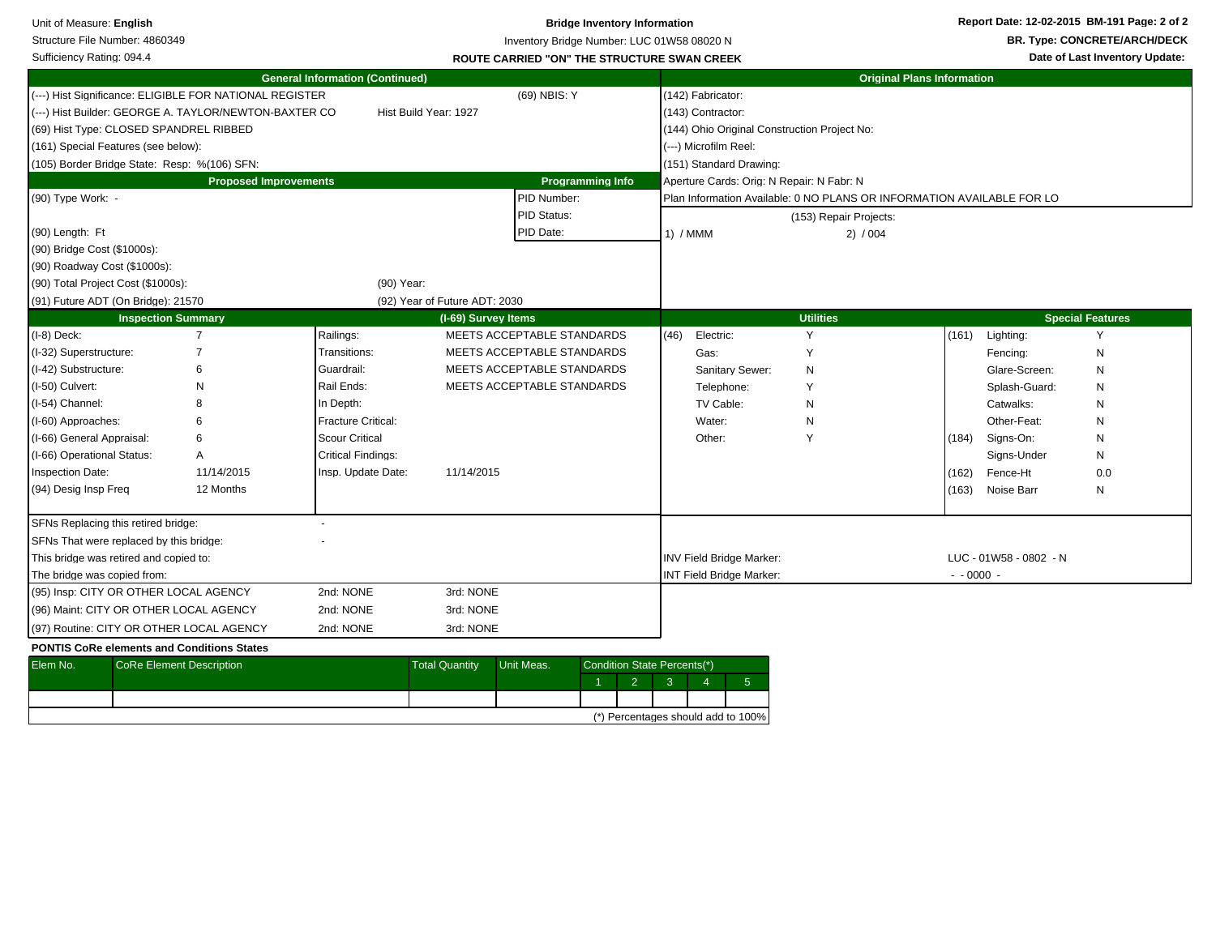Unit of Measure: **English**

Structure File Number: 4860349

Sufficiency Rating: 094.4

**Bridge Inventory Information**

Inventory Bridge Number: LUC 01W58 08020 N

**ROUTE CARRIED "ON" THE STRUCTURE SWAN CREEK**

**Report Date: 12-02-2015 BM-191**

**BR. Type: CONCRETE/ARCH/DECK**

**Date of Last Inventory Update:**

## General Information (Continued)

(---) Hist Significance: ELIGIBLE FOR NATIONAL REGISTER — (69) NBIS: Y

(---) Hist Builder: GEORGE A. TAYLOR/NEWTON-BAXTER CO — Hist Build Year: 1927

(69) Hist Type: CLOSED SPANDREL RIBBED

(161) Special Features (see below):

(105) Border Bridge State: Resp: %(106) SFN:

## Original Plans Information

(142) Fabricator:

(143) Contractor:

(144) Ohio Original Construction Project No:

(---) Microfilm Reel:

(151) Standard Drawing:

Aperture Cards: Orig: N Repair: N Fabr: N

Plan Information Available: 0 NO PLANS OR INFORMATION AVAILABLE FOR LO

(153) Repair Projects:

1) / MMM    2) / 004

## Proposed Improvements

(90) Type Work: -

(90) Length: Ft

(90) Bridge Cost ($1000s):

(90) Roadway Cost ($1000s):

(90) Total Project Cost ($1000s): — (90) Year:

(91) Future ADT (On Bridge): 21570 — (92) Year of Future ADT: 2030

## Programming Info

PID Number:

PID Status:

PID Date:

## Inspection Summary

| Item | Value |
|---|---|
| (I-8) Deck: | 7 |
| (I-32) Superstructure: | 7 |
| (I-42) Substructure: | 6 |
| (I-50) Culvert: | N |
| (I-54) Channel: | 8 |
| (I-60) Approaches: | 6 |
| (I-66) General Appraisal: | 6 |
| (I-66) Operational Status: | A |
| Inspection Date: | 11/14/2015 |
| (94) Desig Insp Freq | 12 Months |

## (I-69) Survey Items

| Item | Value |
|---|---|
| Railings: | MEETS ACCEPTABLE STANDARDS |
| Transitions: | MEETS ACCEPTABLE STANDARDS |
| Guardrail: | MEETS ACCEPTABLE STANDARDS |
| Rail Ends: | MEETS ACCEPTABLE STANDARDS |
| In Depth: | |
| Fracture Critical: | |
| Scour Critical | |
| Critical Findings: | |
| Insp. Update Date: | 11/14/2015 |

## Utilities

| Code | Utility | Value |
|---|---|---|
| (46) | Electric: | Y |
| | Gas: | Y |
| | Sanitary Sewer: | N |
| | Telephone: | Y |
| | TV Cable: | N |
| | Water: | N |
| | Other: | Y |

## Special Features

| Code | Feature | Value |
|---|---|---|
| (161) | Lighting: | Y |
| | Fencing: | N |
| | Glare-Screen: | N |
| | Splash-Guard: | N |
| | Catwalks: | N |
| | Other-Feat: | N |
| (184) | Signs-On: | N |
| | Signs-Under | N |
| (162) | Fence-Ht | 0.0 |
| (163) | Noise Barr | N |

SFNs Replacing this retired bridge: -

SFNs That were replaced by this bridge: -

This bridge was retired and copied to:

The bridge was copied from:

INV Field Bridge Marker: LUC - 01W58 - 0802 - N

INT Field Bridge Marker: - - 0000 -

| | | 2nd | 3rd |
|---|---|---|---|
| (95) Insp: CITY OR OTHER LOCAL AGENCY | | 2nd: NONE | 3rd: NONE |
| (96) Maint: CITY OR OTHER LOCAL AGENCY | | 2nd: NONE | 3rd: NONE |
| (97) Routine: CITY OR OTHER LOCAL AGENCY | | 2nd: NONE | 3rd: NONE |

**PONTIS CoRe elements and Conditions States**

| Elem No. | CoRe Element Description | Total Quantity | Unit Meas. | Condition State Percents(*) | | | | |
|---|---|---|---|---|---|---|---|---|
| | | | | 1 | 2 | 3 | 4 | 5 |
| | | | | | | | | |

(*) Percentages should add to 100%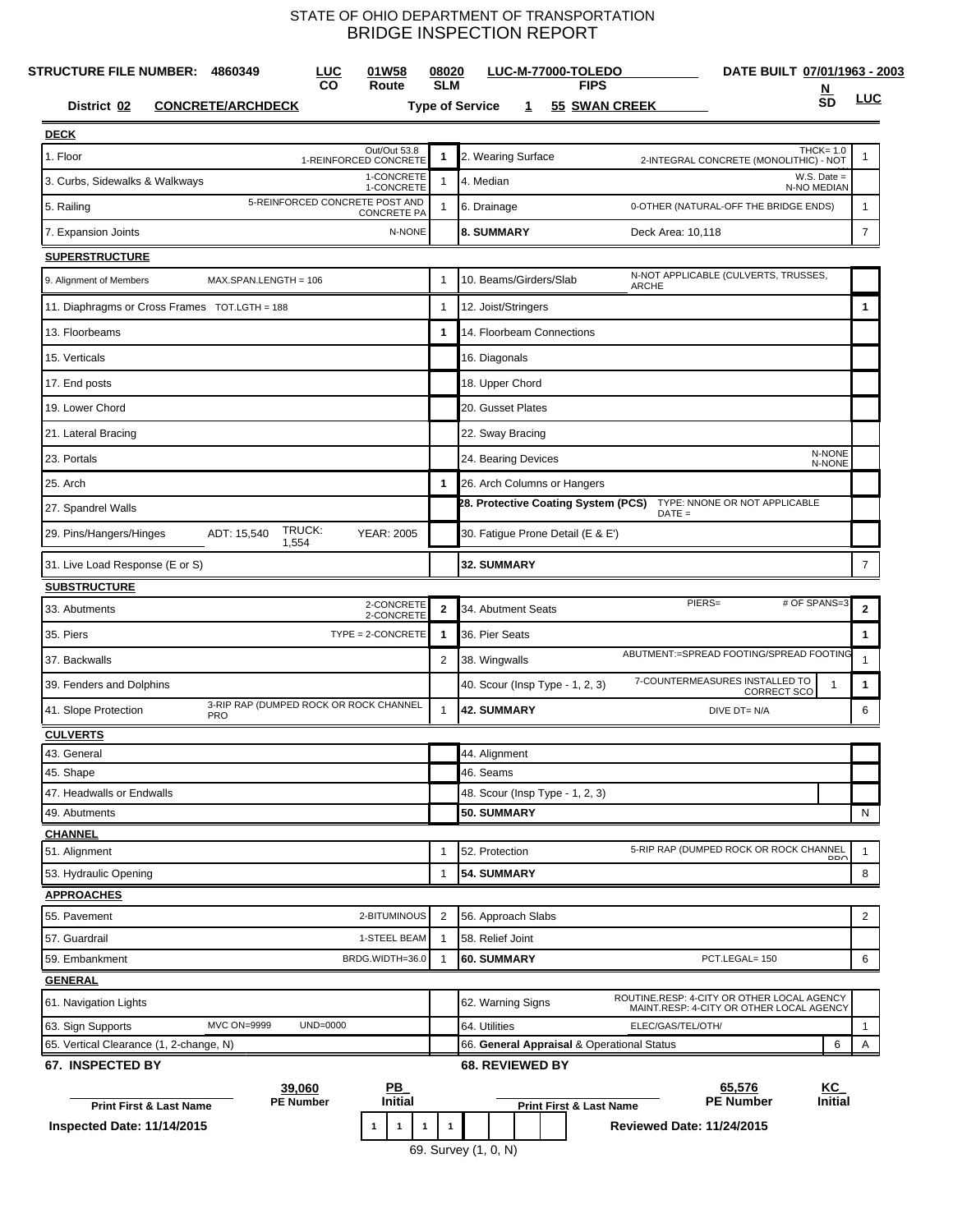# STATE OF OHIO DEPARTMENT OF TRANSPORTATION
## BRIDGE INSPECTION REPORT

**STRUCTURE FILE NUMBER: 4860349** | LUC (CO) | 01W58 (Route) | 08020 (SLM) | LUC-M-77000-TOLEDO (FIPS) | **DATE BUILT** 07/01/1963 - 2003

**District** 02 | **CONCRETE/ARCHDECK** | **Type of Service** 1 | 55 SWAN CREEK | N (SD) | LUC

### DECK

| | | | | | |
|---|---|---|---|---|---|
| 1. Floor | Out/Out 53.8 1-REINFORCED CONCRETE | 1 | 2. Wearing Surface | THCK= 1.0 2-INTEGRAL CONCRETE (MONOLITHIC) - NOT | 1 |
| 3. Curbs, Sidewalks & Walkways | 1-CONCRETE 1-CONCRETE | 1 | 4. Median | W.S. Date = N-NO MEDIAN | |
| 5. Railing | 5-REINFORCED CONCRETE POST AND CONCRETE PA | 1 | 6. Drainage | 0-OTHER (NATURAL-OFF THE BRIDGE ENDS) | 1 |
| 7. Expansion Joints | N-NONE | | **8. SUMMARY** | Deck Area: 10,118 | 7 |

### SUPERSTRUCTURE

| | | | | | |
|---|---|---|---|---|---|
| 9. Alignment of Members | MAX.SPAN.LENGTH = 106 | 1 | 10. Beams/Girders/Slab | N-NOT APPLICABLE (CULVERTS, TRUSSES, ARCHE | |
| 11. Diaphragms or Cross Frames | TOT.LGTH = 188 | 1 | 12. Joist/Stringers | | 1 |
| 13. Floorbeams | | 1 | 14. Floorbeam Connections | | |
| 15. Verticals | | | 16. Diagonals | | |
| 17. End posts | | | 18. Upper Chord | | |
| 19. Lower Chord | | | 20. Gusset Plates | | |
| 21. Lateral Bracing | | | 22. Sway Bracing | | |
| 23. Portals | | | 24. Bearing Devices | N-NONE N-NONE | |
| 25. Arch | | 1 | 26. Arch Columns or Hangers | | |
| 27. Spandrel Walls | | | **28. Protective Coating System (PCS)** | TYPE: NNONE OR NOT APPLICABLE DATE = | |
| 29. Pins/Hangers/Hinges | ADT: 15,540 TRUCK: 1,554 YEAR: 2005 | | 30. Fatigue Prone Detail (E & E') | | |
| 31. Live Load Response (E or S) | | | **32. SUMMARY** | | 7 |

### SUBSTRUCTURE

| | | | | | |
|---|---|---|---|---|---|
| 33. Abutments | 2-CONCRETE 2-CONCRETE | 2 | 34. Abutment Seats | PIERS= # OF SPANS=3 | 2 |
| 35. Piers | TYPE = 2-CONCRETE | 1 | 36. Pier Seats | | 1 |
| 37. Backwalls | | 2 | 38. Wingwalls | ABUTMENT:=SPREAD FOOTING/SPREAD FOOTING | 1 |
| 39. Fenders and Dolphins | | | 40. Scour (Insp Type - 1, 2, 3) | 7-COUNTERMEASURES INSTALLED TO CORRECT SCO 1 | 1 |
| 41. Slope Protection | 3-RIP RAP (DUMPED ROCK OR ROCK CHANNEL PRO | 1 | **42. SUMMARY** | DIVE DT= N/A | 6 |

### CULVERTS

| | | | | | |
|---|---|---|---|---|---|
| 43. General | | | 44. Alignment | | |
| 45. Shape | | | 46. Seams | | |
| 47. Headwalls or Endwalls | | | 48. Scour (Insp Type - 1, 2, 3) | | |
| 49. Abutments | | | **50. SUMMARY** | | N |

### CHANNEL

| | | | | | |
|---|---|---|---|---|---|
| 51. Alignment | | 1 | 52. Protection | 5-RIP RAP (DUMPED ROCK OR ROCK CHANNEL PRO | 1 |
| 53. Hydraulic Opening | | 1 | **54. SUMMARY** | | 8 |

### APPROACHES

| | | | | | |
|---|---|---|---|---|---|
| 55. Pavement | 2-BITUMINOUS | 2 | 56. Approach Slabs | | 2 |
| 57. Guardrail | 1-STEEL BEAM | 1 | 58. Relief Joint | | |
| 59. Embankment | BRDG.WIDTH=36.0 | 1 | **60. SUMMARY** | PCT.LEGAL= 150 | 6 |

### GENERAL

| | | | | | |
|---|---|---|---|---|---|
| 61. Navigation Lights | | | 62. Warning Signs | ROUTINE.RESP: 4-CITY OR OTHER LOCAL AGENCY MAINT.RESP: 4-CITY OR OTHER LOCAL AGENCY | |
| 63. Sign Supports | MVC ON=9999 UND=0000 | | 64. Utilities | ELEC/GAS/TEL/OTH/ | 1 |
| 65. Vertical Clearance (1, 2-change, N) | | | 66. **General Appraisal** & Operational Status | 6 | A |

**67. INSPECTED BY**

Print First & Last Name | 39,060 (PE Number) | PB (Initial)

**Inspected Date: 11/14/2015**

**68. REVIEWED BY**

Print First & Last Name | 65,576 (PE Number) | KC (Initial)

**Reviewed Date: 11/24/2015**

69. Survey (1, 0, N): 1 1 1 1